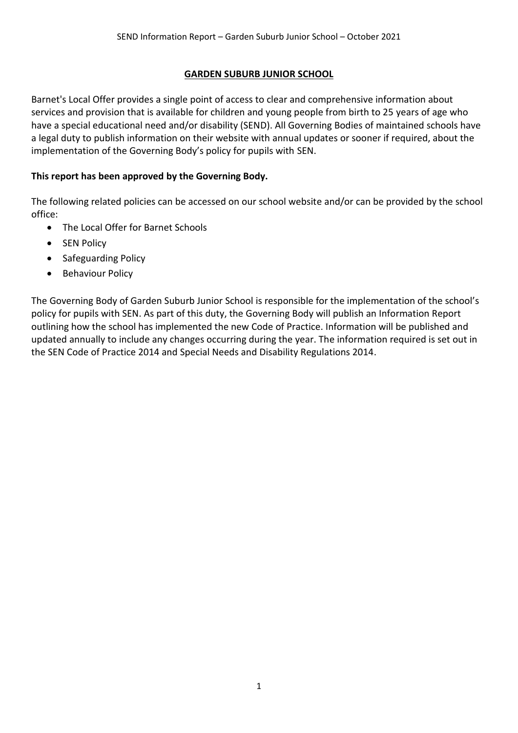# GARDEN SUBURB JUNIOR SCHOOL

Barnet's Local Offer provides a single point of access to clear and comprehensive information about services and provision that is available for children and young people from birth to 25 years of age who have a special educational need and/or disability (SEND). All Governing Bodies of maintained schools have a legal duty to publish information on their website with annual updates or sooner if required, about the implementation of the Governing Body's policy for pupils with SEN.

**This report has been approved by the Governing Body.**

The following related policies can be accessed on our school website and/or can be provided by the school office:

- The Local Offer for Barnet Schools
- SEN Policy
- Safeguarding Policy
- Behaviour Policy

The Governing Body of Garden Suburb Junior School is responsible for the implementation of the school's policy for pupils with SEN. As part of this duty, the Governing Body will publish an Information Report outlining how the school has implemented the new Code of Practice. Information will be published and updated annually to include any changes occurring during the year. The information required is set out in the SEN Code of Practice 2014 and Special Needs and Disability Regulations 2014.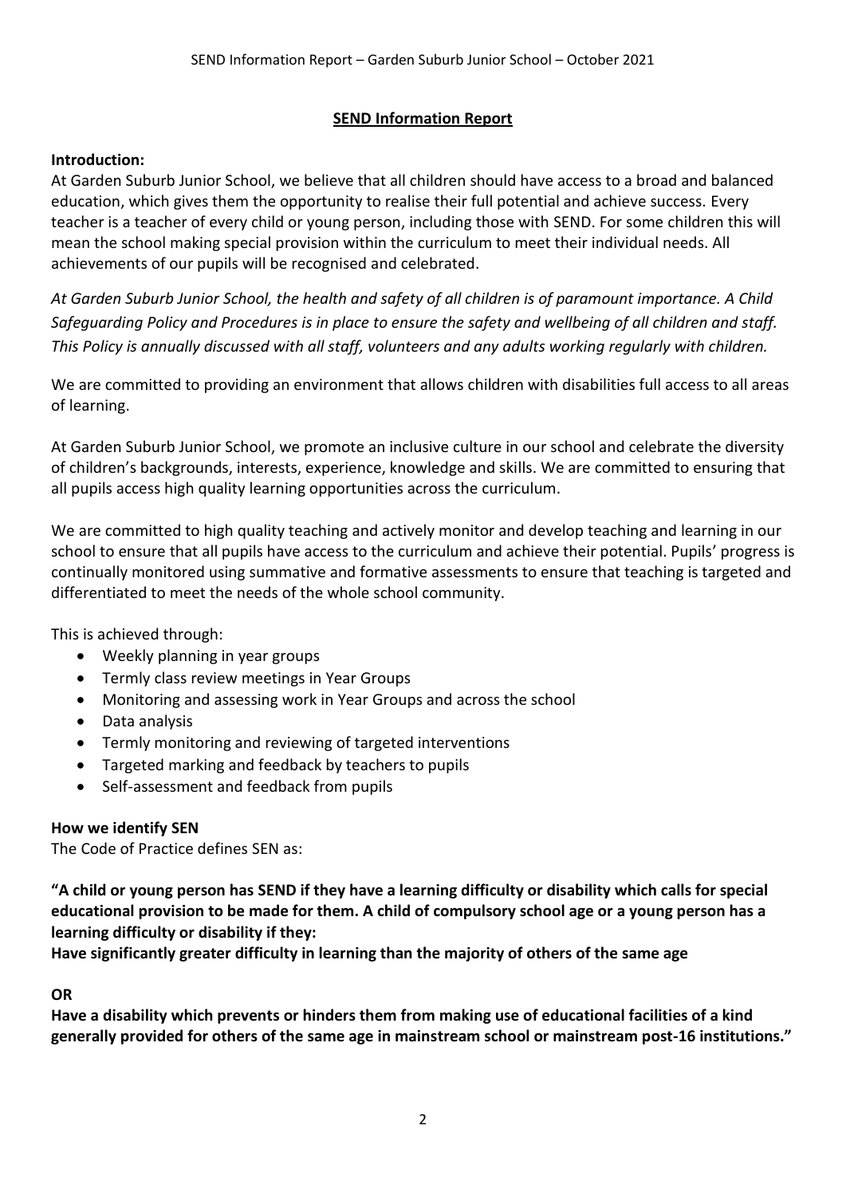## SEND Information Report

**Introduction:**

At Garden Suburb Junior School, we believe that all children should have access to a broad and balanced education, which gives them the opportunity to realise their full potential and achieve success. Every teacher is a teacher of every child or young person, including those with SEND. For some children this will mean the school making special provision within the curriculum to meet their individual needs. All achievements of our pupils will be recognised and celebrated.

*At Garden Suburb Junior School, the health and safety of all children is of paramount importance. A Child Safeguarding Policy and Procedures is in place to ensure the safety and wellbeing of all children and staff. This Policy is annually discussed with all staff, volunteers and any adults working regularly with children.*

We are committed to providing an environment that allows children with disabilities full access to all areas of learning.

At Garden Suburb Junior School, we promote an inclusive culture in our school and celebrate the diversity of children's backgrounds, interests, experience, knowledge and skills. We are committed to ensuring that all pupils access high quality learning opportunities across the curriculum.

We are committed to high quality teaching and actively monitor and develop teaching and learning in our school to ensure that all pupils have access to the curriculum and achieve their potential. Pupils' progress is continually monitored using summative and formative assessments to ensure that teaching is targeted and differentiated to meet the needs of the whole school community.

This is achieved through:

- Weekly planning in year groups
- Termly class review meetings in Year Groups
- Monitoring and assessing work in Year Groups and across the school
- Data analysis
- Termly monitoring and reviewing of targeted interventions
- Targeted marking and feedback by teachers to pupils
- Self-assessment and feedback from pupils

**How we identify SEN**

The Code of Practice defines SEN as:

**"A child or young person has SEND if they have a learning difficulty or disability which calls for special educational provision to be made for them. A child of compulsory school age or a young person has a learning difficulty or disability if they:**

**Have significantly greater difficulty in learning than the majority of others of the same age**

**OR**

**Have a disability which prevents or hinders them from making use of educational facilities of a kind generally provided for others of the same age in mainstream school or mainstream post-16 institutions."**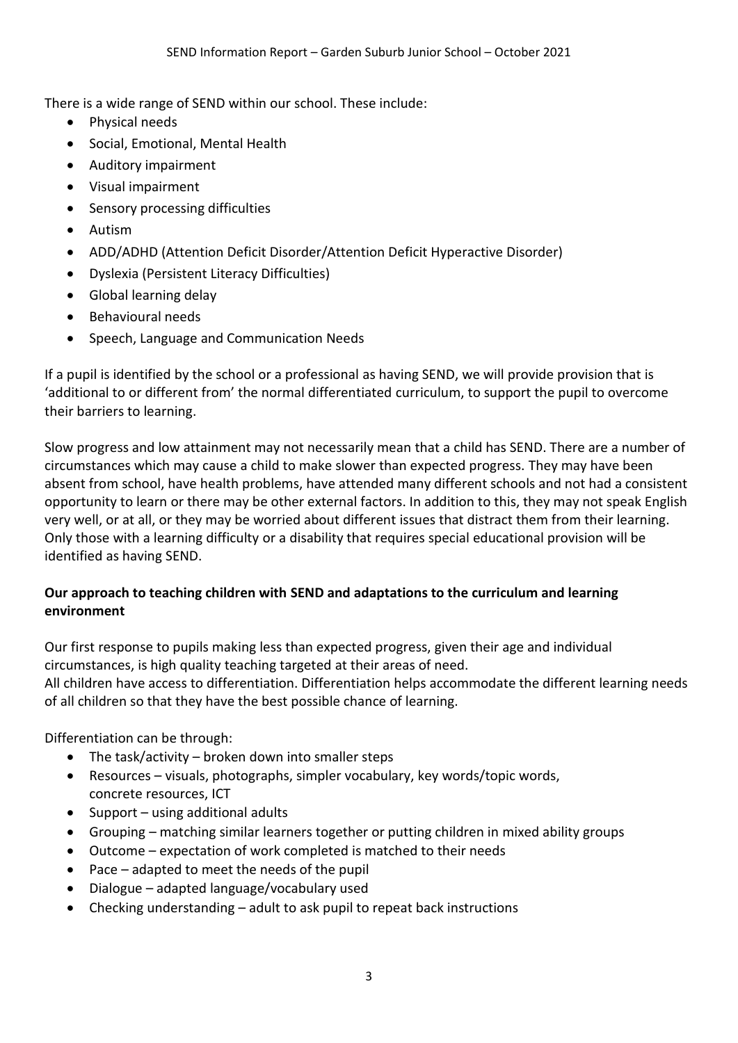There is a wide range of SEND within our school. These include:

- Physical needs
- Social, Emotional, Mental Health
- Auditory impairment
- Visual impairment
- Sensory processing difficulties
- Autism
- ADD/ADHD (Attention Deficit Disorder/Attention Deficit Hyperactive Disorder)
- Dyslexia (Persistent Literacy Difficulties)
- Global learning delay
- Behavioural needs
- Speech, Language and Communication Needs

If a pupil is identified by the school or a professional as having SEND, we will provide provision that is 'additional to or different from' the normal differentiated curriculum, to support the pupil to overcome their barriers to learning.

Slow progress and low attainment may not necessarily mean that a child has SEND. There are a number of circumstances which may cause a child to make slower than expected progress. They may have been absent from school, have health problems, have attended many different schools and not had a consistent opportunity to learn or there may be other external factors. In addition to this, they may not speak English very well, or at all, or they may be worried about different issues that distract them from their learning. Only those with a learning difficulty or a disability that requires special educational provision will be identified as having SEND.

**Our approach to teaching children with SEND and adaptations to the curriculum and learning environment**

Our first response to pupils making less than expected progress, given their age and individual circumstances, is high quality teaching targeted at their areas of need.
All children have access to differentiation. Differentiation helps accommodate the different learning needs of all children so that they have the best possible chance of learning.

Differentiation can be through:

- The task/activity – broken down into smaller steps
- Resources – visuals, photographs, simpler vocabulary, key words/topic words, concrete resources, ICT
- Support – using additional adults
- Grouping – matching similar learners together or putting children in mixed ability groups
- Outcome – expectation of work completed is matched to their needs
- Pace – adapted to meet the needs of the pupil
- Dialogue – adapted language/vocabulary used
- Checking understanding – adult to ask pupil to repeat back instructions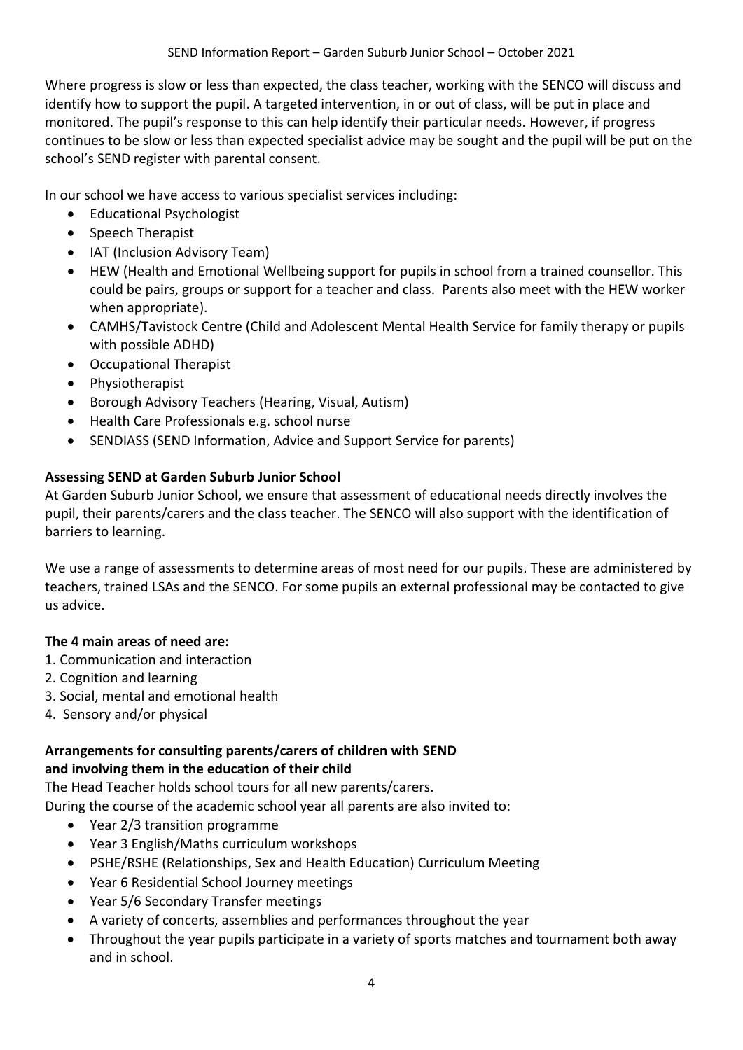Where progress is slow or less than expected, the class teacher, working with the SENCO will discuss and identify how to support the pupil. A targeted intervention, in or out of class, will be put in place and monitored. The pupil's response to this can help identify their particular needs. However, if progress continues to be slow or less than expected specialist advice may be sought and the pupil will be put on the school's SEND register with parental consent.

In our school we have access to various specialist services including:

- Educational Psychologist
- Speech Therapist
- IAT (Inclusion Advisory Team)
- HEW (Health and Emotional Wellbeing support for pupils in school from a trained counsellor. This could be pairs, groups or support for a teacher and class. Parents also meet with the HEW worker when appropriate).
- CAMHS/Tavistock Centre (Child and Adolescent Mental Health Service for family therapy or pupils with possible ADHD)
- Occupational Therapist
- Physiotherapist
- Borough Advisory Teachers (Hearing, Visual, Autism)
- Health Care Professionals e.g. school nurse
- SENDIASS (SEND Information, Advice and Support Service for parents)

**Assessing SEND at Garden Suburb Junior School**

At Garden Suburb Junior School, we ensure that assessment of educational needs directly involves the pupil, their parents/carers and the class teacher. The SENCO will also support with the identification of barriers to learning.

We use a range of assessments to determine areas of most need for our pupils. These are administered by teachers, trained LSAs and the SENCO. For some pupils an external professional may be contacted to give us advice.

**The 4 main areas of need are:**

1. Communication and interaction
2. Cognition and learning
3. Social, mental and emotional health
4. Sensory and/or physical

**Arrangements for consulting parents/carers of children with SEND and involving them in the education of their child**

The Head Teacher holds school tours for all new parents/carers.

During the course of the academic school year all parents are also invited to:

- Year 2/3 transition programme
- Year 3 English/Maths curriculum workshops
- PSHE/RSHE (Relationships, Sex and Health Education) Curriculum Meeting
- Year 6 Residential School Journey meetings
- Year 5/6 Secondary Transfer meetings
- A variety of concerts, assemblies and performances throughout the year
- Throughout the year pupils participate in a variety of sports matches and tournament both away and in school.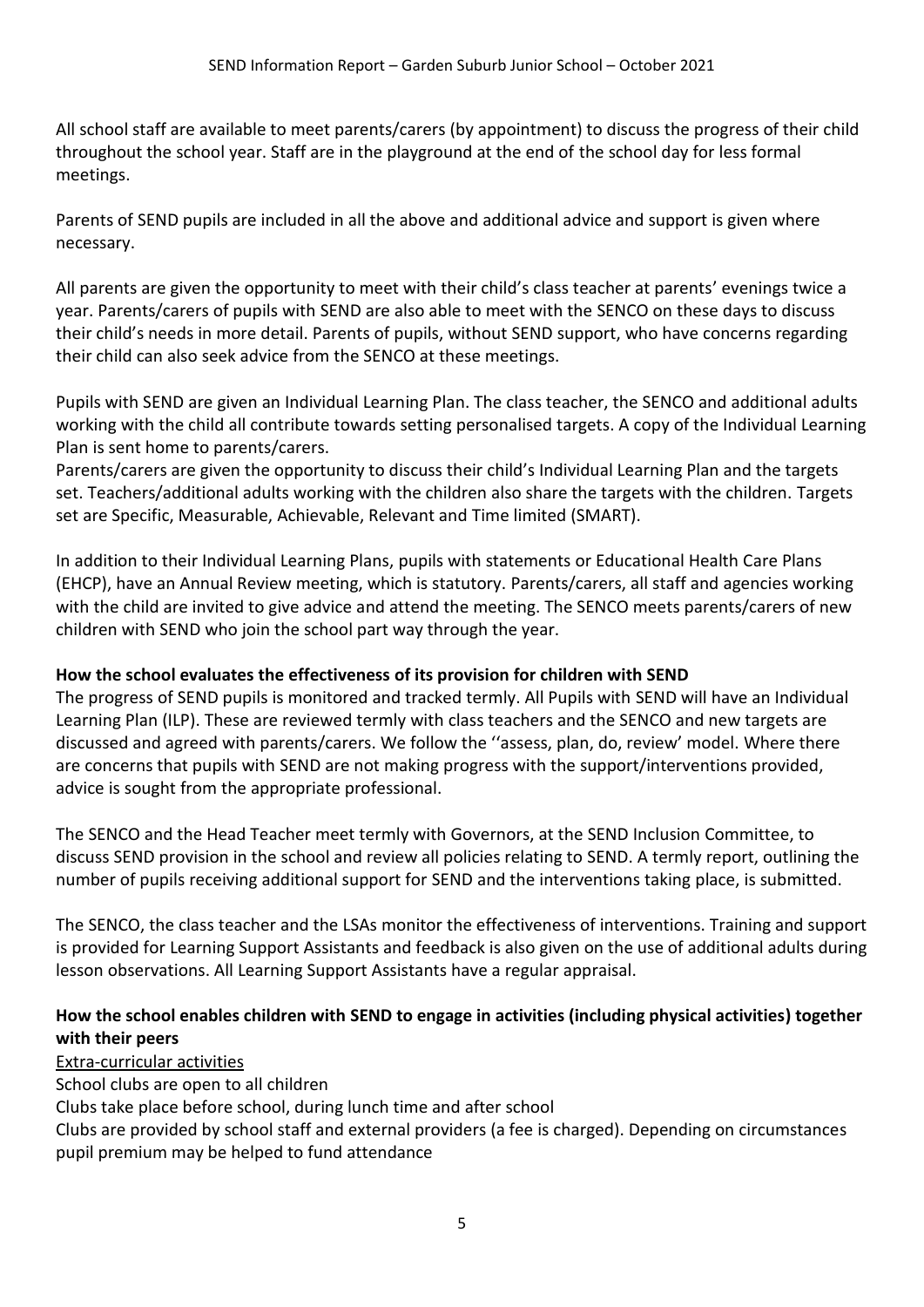All school staff are available to meet parents/carers (by appointment) to discuss the progress of their child throughout the school year. Staff are in the playground at the end of the school day for less formal meetings.

Parents of SEND pupils are included in all the above and additional advice and support is given where necessary.

All parents are given the opportunity to meet with their child's class teacher at parents' evenings twice a year. Parents/carers of pupils with SEND are also able to meet with the SENCO on these days to discuss their child's needs in more detail. Parents of pupils, without SEND support, who have concerns regarding their child can also seek advice from the SENCO at these meetings.

Pupils with SEND are given an Individual Learning Plan. The class teacher, the SENCO and additional adults working with the child all contribute towards setting personalised targets. A copy of the Individual Learning Plan is sent home to parents/carers.
Parents/carers are given the opportunity to discuss their child's Individual Learning Plan and the targets set. Teachers/additional adults working with the children also share the targets with the children. Targets set are Specific, Measurable, Achievable, Relevant and Time limited (SMART).

In addition to their Individual Learning Plans, pupils with statements or Educational Health Care Plans (EHCP), have an Annual Review meeting, which is statutory. Parents/carers, all staff and agencies working with the child are invited to give advice and attend the meeting. The SENCO meets parents/carers of new children with SEND who join the school part way through the year.

**How the school evaluates the effectiveness of its provision for children with SEND**
The progress of SEND pupils is monitored and tracked termly. All Pupils with SEND will have an Individual Learning Plan (ILP). These are reviewed termly with class teachers and the SENCO and new targets are discussed and agreed with parents/carers. We follow the ''assess, plan, do, review' model. Where there are concerns that pupils with SEND are not making progress with the support/interventions provided, advice is sought from the appropriate professional.

The SENCO and the Head Teacher meet termly with Governors, at the SEND Inclusion Committee, to discuss SEND provision in the school and review all policies relating to SEND. A termly report, outlining the number of pupils receiving additional support for SEND and the interventions taking place, is submitted.

The SENCO, the class teacher and the LSAs monitor the effectiveness of interventions. Training and support is provided for Learning Support Assistants and feedback is also given on the use of additional adults during lesson observations. All Learning Support Assistants have a regular appraisal.

**How the school enables children with SEND to engage in activities (including physical activities) together with their peers**

<u>Extra-curricular activities</u>

School clubs are open to all children

Clubs take place before school, during lunch time and after school

Clubs are provided by school staff and external providers (a fee is charged). Depending on circumstances pupil premium may be helped to fund attendance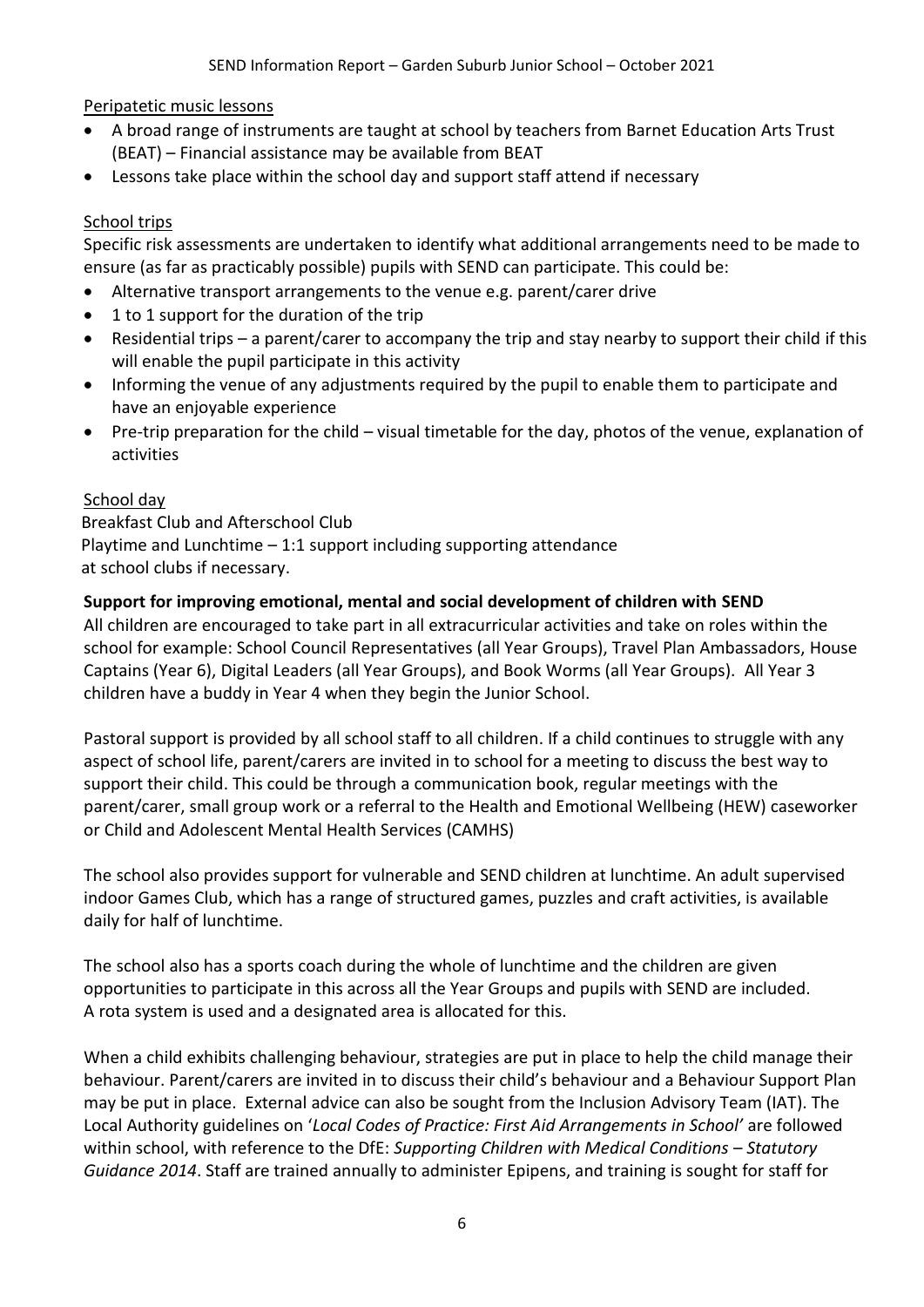Peripatetic music lessons

- A broad range of instruments are taught at school by teachers from Barnet Education Arts Trust (BEAT) – Financial assistance may be available from BEAT
- Lessons take place within the school day and support staff attend if necessary

School trips

Specific risk assessments are undertaken to identify what additional arrangements need to be made to ensure (as far as practicably possible) pupils with SEND can participate. This could be:

- Alternative transport arrangements to the venue e.g. parent/carer drive
- 1 to 1 support for the duration of the trip
- Residential trips – a parent/carer to accompany the trip and stay nearby to support their child if this will enable the pupil participate in this activity
- Informing the venue of any adjustments required by the pupil to enable them to participate and have an enjoyable experience
- Pre-trip preparation for the child – visual timetable for the day, photos of the venue, explanation of activities

School day

Breakfast Club and Afterschool Club
Playtime and Lunchtime – 1:1 support including supporting attendance at school clubs if necessary.

**Support for improving emotional, mental and social development of children with SEND**

All children are encouraged to take part in all extracurricular activities and take on roles within the school for example: School Council Representatives (all Year Groups), Travel Plan Ambassadors, House Captains (Year 6), Digital Leaders (all Year Groups), and Book Worms (all Year Groups). All Year 3 children have a buddy in Year 4 when they begin the Junior School.

Pastoral support is provided by all school staff to all children. If a child continues to struggle with any aspect of school life, parent/carers are invited in to school for a meeting to discuss the best way to support their child. This could be through a communication book, regular meetings with the parent/carer, small group work or a referral to the Health and Emotional Wellbeing (HEW) caseworker or Child and Adolescent Mental Health Services (CAMHS)

The school also provides support for vulnerable and SEND children at lunchtime. An adult supervised indoor Games Club, which has a range of structured games, puzzles and craft activities, is available daily for half of lunchtime.

The school also has a sports coach during the whole of lunchtime and the children are given opportunities to participate in this across all the Year Groups and pupils with SEND are included. A rota system is used and a designated area is allocated for this.

When a child exhibits challenging behaviour, strategies are put in place to help the child manage their behaviour. Parent/carers are invited in to discuss their child's behaviour and a Behaviour Support Plan may be put in place. External advice can also be sought from the Inclusion Advisory Team (IAT). The Local Authority guidelines on '*Local Codes of Practice: First Aid Arrangements in School*' are followed within school, with reference to the DfE: *Supporting Children with Medical Conditions – Statutory Guidance 2014*. Staff are trained annually to administer Epipens, and training is sought for staff for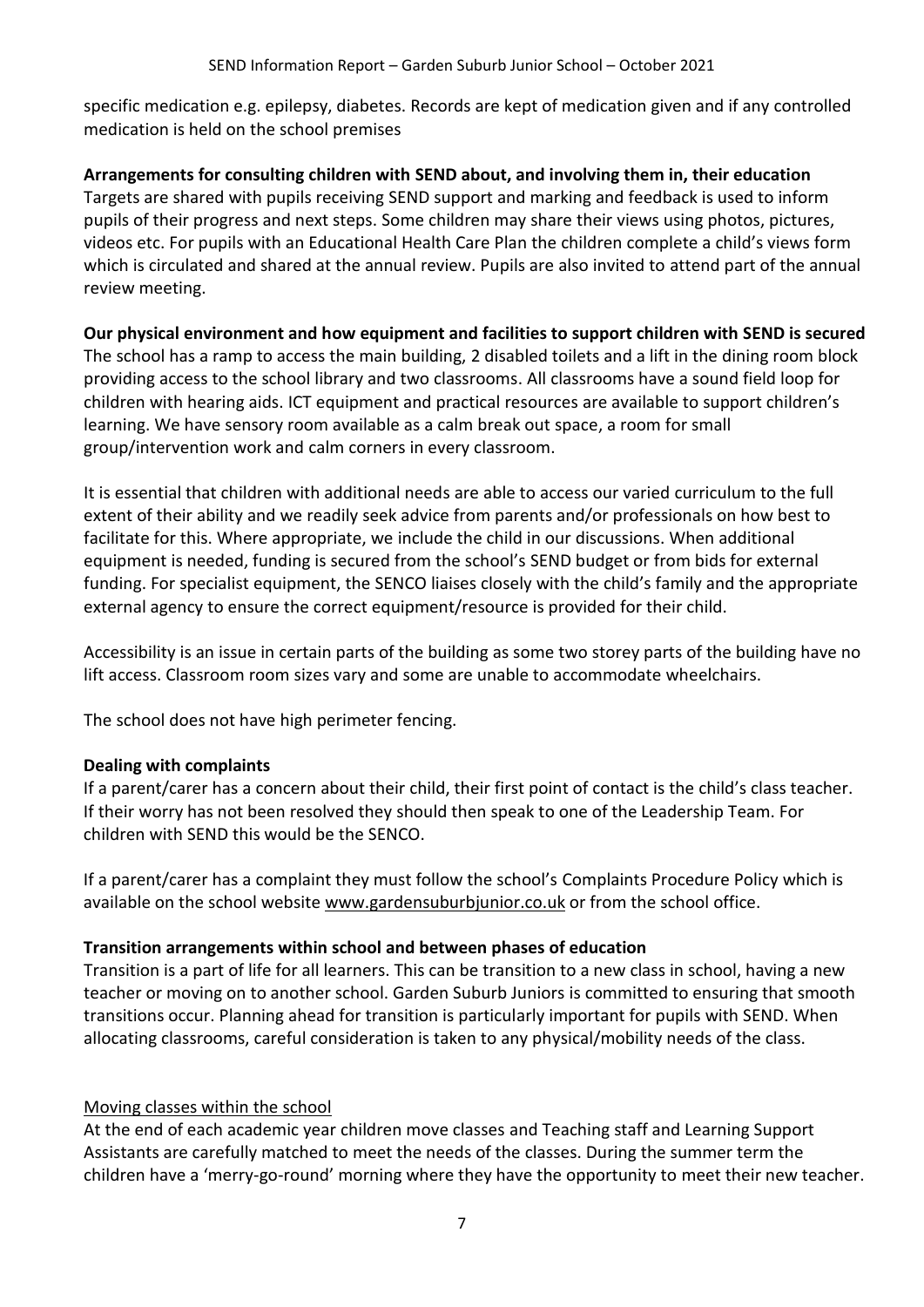specific medication e.g. epilepsy, diabetes. Records are kept of medication given and if any controlled medication is held on the school premises

**Arrangements for consulting children with SEND about, and involving them in, their education**

Targets are shared with pupils receiving SEND support and marking and feedback is used to inform pupils of their progress and next steps. Some children may share their views using photos, pictures, videos etc. For pupils with an Educational Health Care Plan the children complete a child's views form which is circulated and shared at the annual review. Pupils are also invited to attend part of the annual review meeting.

**Our physical environment and how equipment and facilities to support children with SEND is secured**

The school has a ramp to access the main building, 2 disabled toilets and a lift in the dining room block providing access to the school library and two classrooms. All classrooms have a sound field loop for children with hearing aids. ICT equipment and practical resources are available to support children's learning. We have sensory room available as a calm break out space, a room for small group/intervention work and calm corners in every classroom.

It is essential that children with additional needs are able to access our varied curriculum to the full extent of their ability and we readily seek advice from parents and/or professionals on how best to facilitate for this. Where appropriate, we include the child in our discussions. When additional equipment is needed, funding is secured from the school's SEND budget or from bids for external funding. For specialist equipment, the SENCO liaises closely with the child's family and the appropriate external agency to ensure the correct equipment/resource is provided for their child.

Accessibility is an issue in certain parts of the building as some two storey parts of the building have no lift access. Classroom room sizes vary and some are unable to accommodate wheelchairs.

The school does not have high perimeter fencing.

**Dealing with complaints**

If a parent/carer has a concern about their child, their first point of contact is the child's class teacher. If their worry has not been resolved they should then speak to one of the Leadership Team. For children with SEND this would be the SENCO.

If a parent/carer has a complaint they must follow the school's Complaints Procedure Policy which is available on the school website www.gardensuburbjunior.co.uk or from the school office.

**Transition arrangements within school and between phases of education**

Transition is a part of life for all learners. This can be transition to a new class in school, having a new teacher or moving on to another school. Garden Suburb Juniors is committed to ensuring that smooth transitions occur. Planning ahead for transition is particularly important for pupils with SEND. When allocating classrooms, careful consideration is taken to any physical/mobility needs of the class.

Moving classes within the school

At the end of each academic year children move classes and Teaching staff and Learning Support Assistants are carefully matched to meet the needs of the classes. During the summer term the children have a 'merry-go-round' morning where they have the opportunity to meet their new teacher.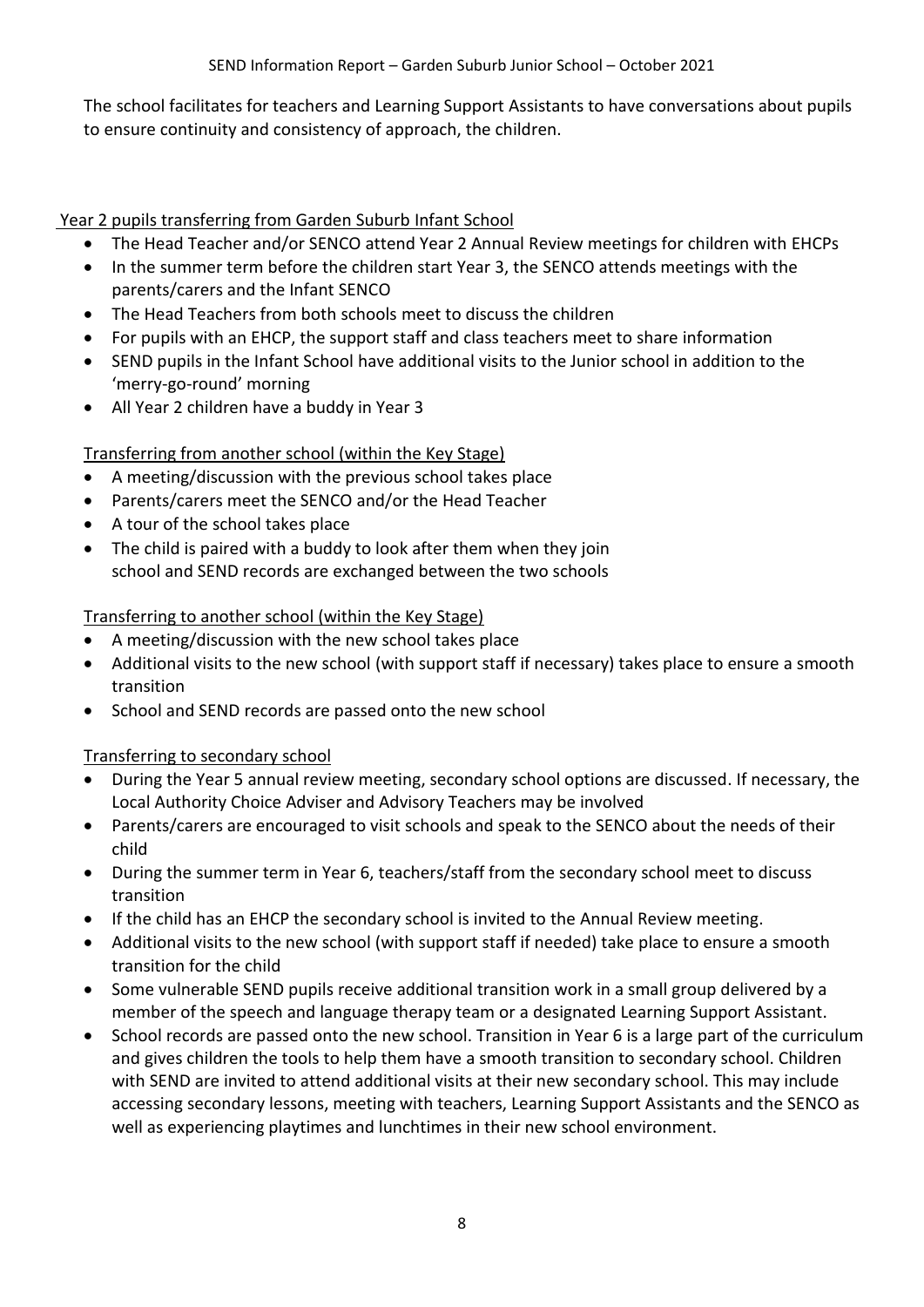The school facilitates for teachers and Learning Support Assistants to have conversations about pupils to ensure continuity and consistency of approach, the children.

Year 2 pupils transferring from Garden Suburb Infant School

- The Head Teacher and/or SENCO attend Year 2 Annual Review meetings for children with EHCPs
- In the summer term before the children start Year 3, the SENCO attends meetings with the parents/carers and the Infant SENCO
- The Head Teachers from both schools meet to discuss the children
- For pupils with an EHCP, the support staff and class teachers meet to share information
- SEND pupils in the Infant School have additional visits to the Junior school in addition to the 'merry-go-round' morning
- All Year 2 children have a buddy in Year 3

Transferring from another school (within the Key Stage)

- A meeting/discussion with the previous school takes place
- Parents/carers meet the SENCO and/or the Head Teacher
- A tour of the school takes place
- The child is paired with a buddy to look after them when they join school and SEND records are exchanged between the two schools

Transferring to another school (within the Key Stage)

- A meeting/discussion with the new school takes place
- Additional visits to the new school (with support staff if necessary) takes place to ensure a smooth transition
- School and SEND records are passed onto the new school

Transferring to secondary school

- During the Year 5 annual review meeting, secondary school options are discussed. If necessary, the Local Authority Choice Adviser and Advisory Teachers may be involved
- Parents/carers are encouraged to visit schools and speak to the SENCO about the needs of their child
- During the summer term in Year 6, teachers/staff from the secondary school meet to discuss transition
- If the child has an EHCP the secondary school is invited to the Annual Review meeting.
- Additional visits to the new school (with support staff if needed) take place to ensure a smooth transition for the child
- Some vulnerable SEND pupils receive additional transition work in a small group delivered by a member of the speech and language therapy team or a designated Learning Support Assistant.
- School records are passed onto the new school. Transition in Year 6 is a large part of the curriculum and gives children the tools to help them have a smooth transition to secondary school. Children with SEND are invited to attend additional visits at their new secondary school. This may include accessing secondary lessons, meeting with teachers, Learning Support Assistants and the SENCO as well as experiencing playtimes and lunchtimes in their new school environment.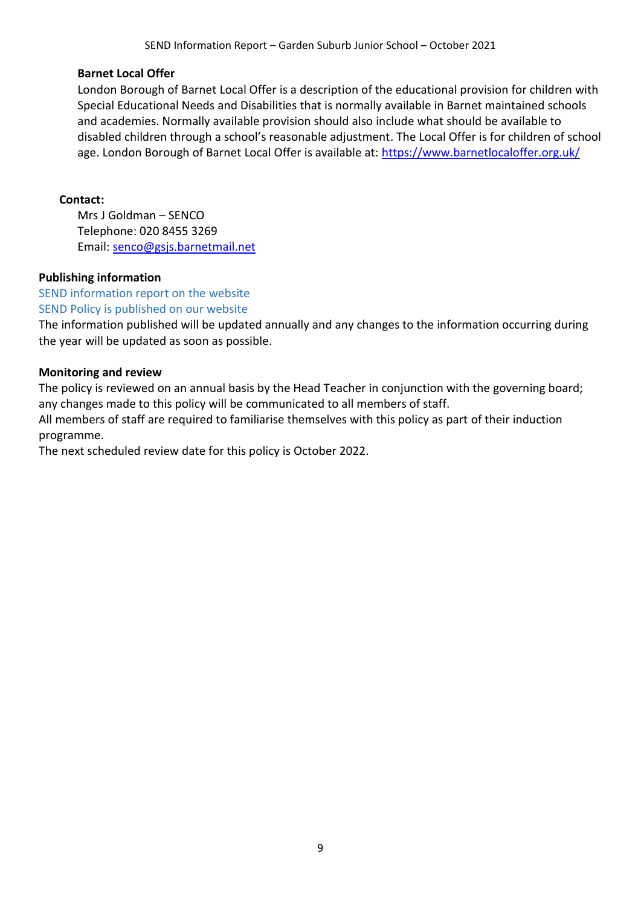**Barnet Local Offer**

London Borough of Barnet Local Offer is a description of the educational provision for children with Special Educational Needs and Disabilities that is normally available in Barnet maintained schools and academies. Normally available provision should also include what should be available to disabled children through a school's reasonable adjustment. The Local Offer is for children of school age. London Borough of Barnet Local Offer is available at: https://www.barnetlocaloffer.org.uk/

**Contact:**

Mrs J Goldman – SENCO
Telephone: 020 8455 3269
Email: senco@gsjs.barnetmail.net

**Publishing information**

SEND information report on the website
SEND Policy is published on our website
The information published will be updated annually and any changes to the information occurring during the year will be updated as soon as possible.

**Monitoring and review**

The policy is reviewed on an annual basis by the Head Teacher in conjunction with the governing board; any changes made to this policy will be communicated to all members of staff.
All members of staff are required to familiarise themselves with this policy as part of their induction programme.
The next scheduled review date for this policy is October 2022.